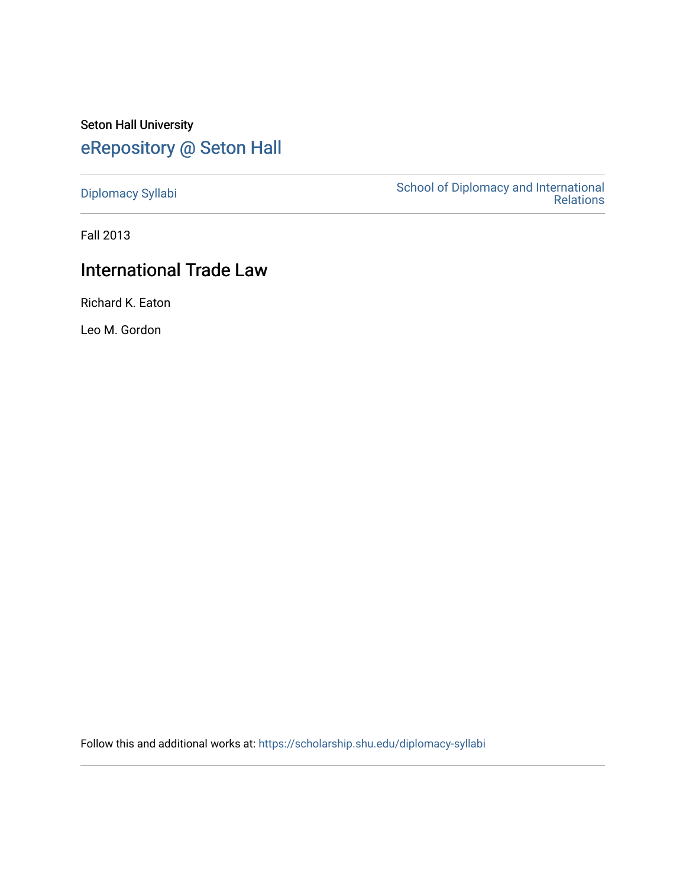Seton Hall University

# eRepository @ Seton Hall

Diplomacy Syllabi

School of Diplomacy and International Relations

Fall 2013

## International Trade Law

Richard K. Eaton

Leo M. Gordon

Follow this and additional works at: https://scholarship.shu.edu/diplomacy-syllabi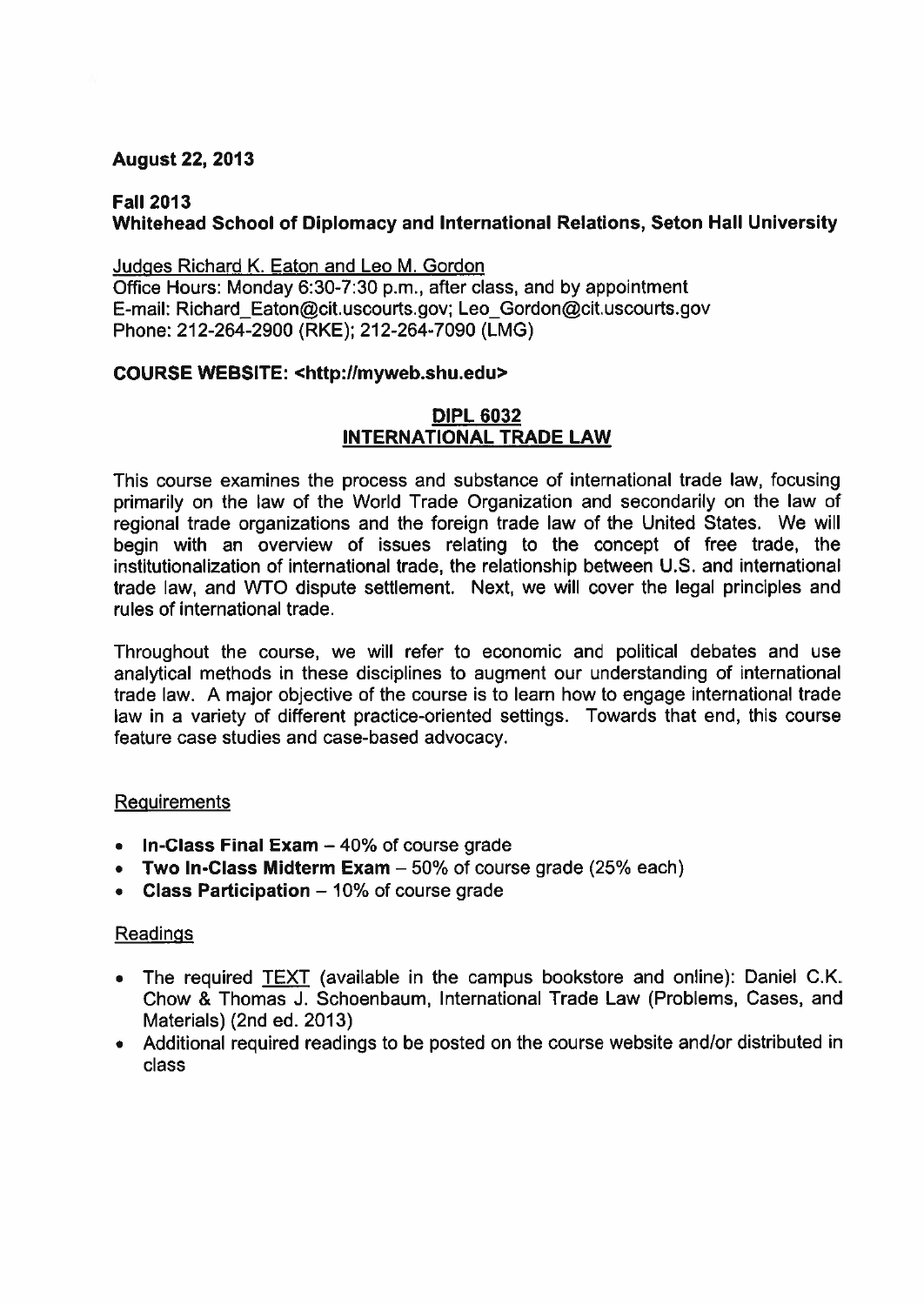**August 22, 2013**

**Fall 2013**
**Whitehead School of Diplomacy and International Relations, Seton Hall University**

Judges Richard K. Eaton and Leo M. Gordon
Office Hours: Monday 6:30-7:30 p.m., after class, and by appointment
E-mail: Richard_Eaton@cit.uscourts.gov; Leo_Gordon@cit.uscourts.gov
Phone: 212-264-2900 (RKE); 212-264-7090 (LMG)

**COURSE WEBSITE: <http://myweb.shu.edu>**

## DIPL 6032
## INTERNATIONAL TRADE LAW

This course examines the process and substance of international trade law, focusing primarily on the law of the World Trade Organization and secondarily on the law of regional trade organizations and the foreign trade law of the United States. We will begin with an overview of issues relating to the concept of free trade, the institutionalization of international trade, the relationship between U.S. and international trade law, and WTO dispute settlement. Next, we will cover the legal principles and rules of international trade.

Throughout the course, we will refer to economic and political debates and use analytical methods in these disciplines to augment our understanding of international trade law. A major objective of the course is to learn how to engage international trade law in a variety of different practice-oriented settings. Towards that end, this course feature case studies and case-based advocacy.

### Requirements

- **In-Class Final Exam** – 40% of course grade
- **Two In-Class Midterm Exam** – 50% of course grade (25% each)
- **Class Participation** – 10% of course grade

### Readings

- The required TEXT (available in the campus bookstore and online): Daniel C.K. Chow & Thomas J. Schoenbaum, International Trade Law (Problems, Cases, and Materials) (2nd ed. 2013)
- Additional required readings to be posted on the course website and/or distributed in class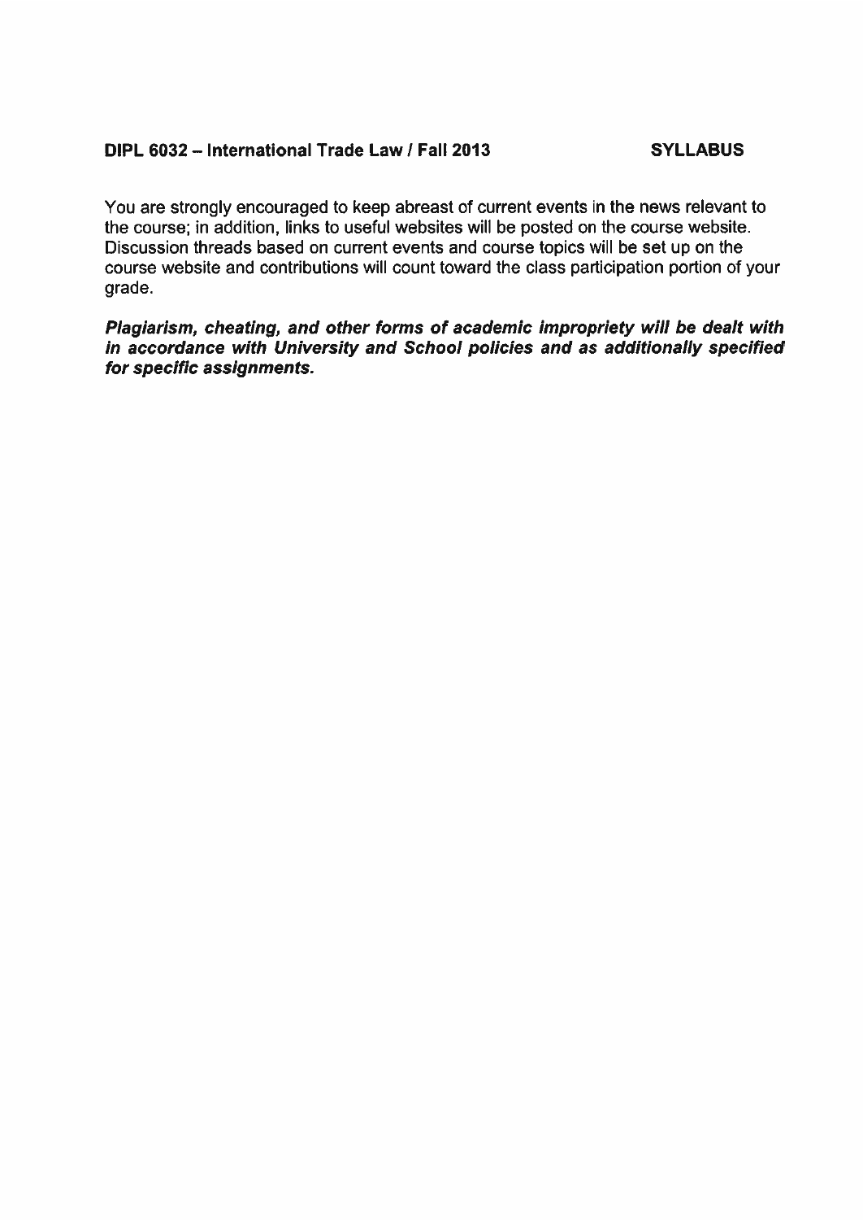You are strongly encouraged to keep abreast of current events in the news relevant to the course; in addition, links to useful websites will be posted on the course website. Discussion threads based on current events and course topics will be set up on the course website and contributions will count toward the class participation portion of your grade.

***Plagiarism, cheating, and other forms of academic impropriety will be dealt with in accordance with University and School policies and as additionally specified for specific assignments.***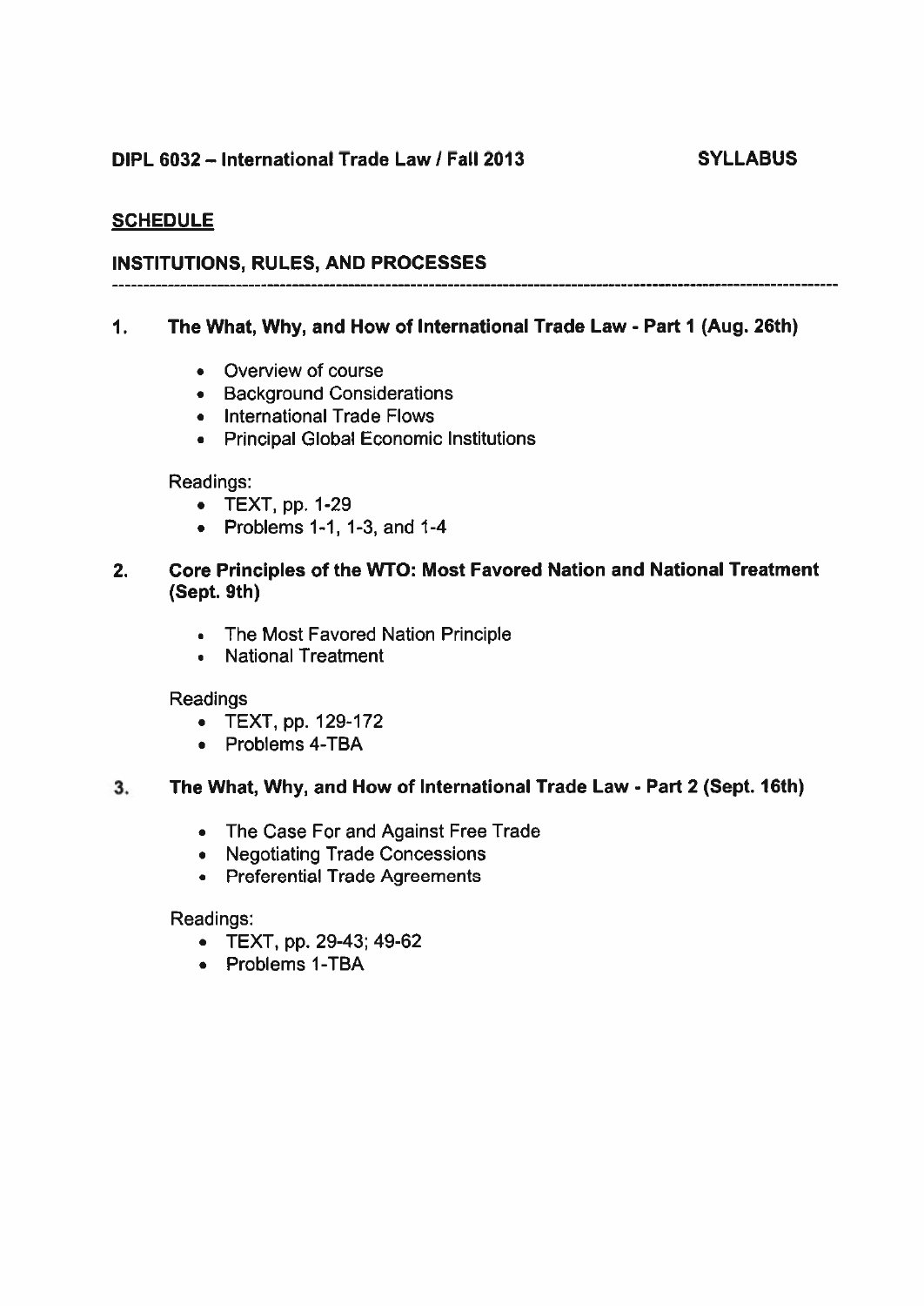**DIPL 6032 – International Trade Law / Fall 2013** **SYLLABUS**

## SCHEDULE

### INSTITUTIONS, RULES, AND PROCESSES

---

### 1. The What, Why, and How of International Trade Law - Part 1 (Aug. 26th)

- Overview of course
- Background Considerations
- International Trade Flows
- Principal Global Economic Institutions

Readings:
- TEXT, pp. 1-29
- Problems 1-1, 1-3, and 1-4

### 2. Core Principles of the WTO: Most Favored Nation and National Treatment (Sept. 9th)

- The Most Favored Nation Principle
- National Treatment

Readings
- TEXT, pp. 129-172
- Problems 4-TBA

### 3. The What, Why, and How of International Trade Law - Part 2 (Sept. 16th)

- The Case For and Against Free Trade
- Negotiating Trade Concessions
- Preferential Trade Agreements

Readings:
- TEXT, pp. 29-43; 49-62
- Problems 1-TBA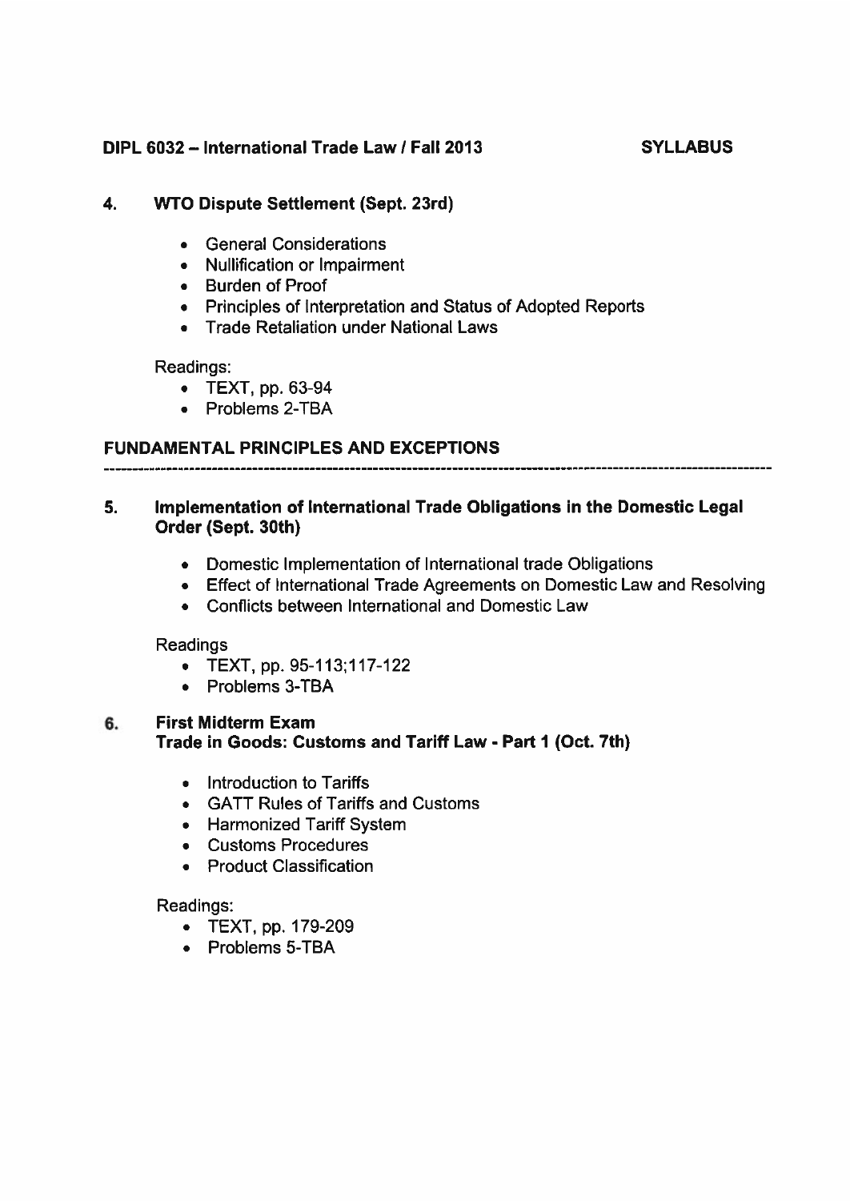### 4. WTO Dispute Settlement (Sept. 23rd)

- General Considerations
- Nullification or Impairment
- Burden of Proof
- Principles of Interpretation and Status of Adopted Reports
- Trade Retaliation under National Laws

Readings:

- TEXT, pp. 63-94
- Problems 2-TBA

## FUNDAMENTAL PRINCIPLES AND EXCEPTIONS

---

### 5. Implementation of International Trade Obligations in the Domestic Legal Order (Sept. 30th)

- Domestic Implementation of International trade Obligations
- Effect of International Trade Agreements on Domestic Law and Resolving
- Conflicts between International and Domestic Law

Readings

- TEXT, pp. 95-113;117-122
- Problems 3-TBA

### 6. First Midterm Exam
### Trade in Goods: Customs and Tariff Law - Part 1 (Oct. 7th)

- Introduction to Tariffs
- GATT Rules of Tariffs and Customs
- Harmonized Tariff System
- Customs Procedures
- Product Classification

Readings:

- TEXT, pp. 179-209
- Problems 5-TBA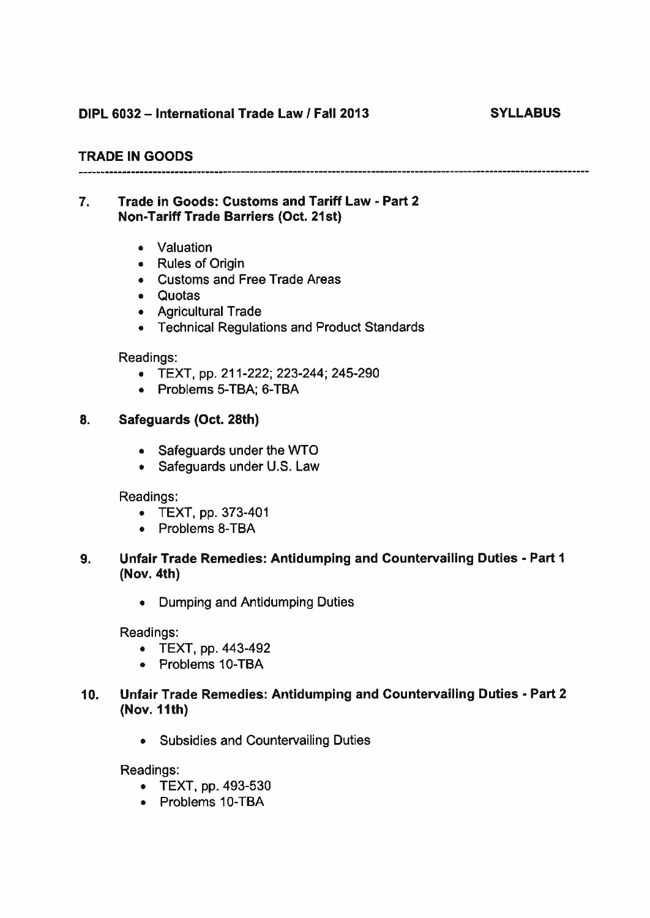**DIPL 6032 – International Trade Law / Fall 2013** **SYLLABUS**

**TRADE IN GOODS**

---

## 7. Trade in Goods: Customs and Tariff Law - Part 2 Non-Tariff Trade Barriers (Oct. 21st)

- Valuation
- Rules of Origin
- Customs and Free Trade Areas
- Quotas
- Agricultural Trade
- Technical Regulations and Product Standards

Readings:

- TEXT, pp. 211-222; 223-244; 245-290
- Problems 5-TBA; 6-TBA

## 8. Safeguards (Oct. 28th)

- Safeguards under the WTO
- Safeguards under U.S. Law

Readings:

- TEXT, pp. 373-401
- Problems 8-TBA

## 9. Unfair Trade Remedies: Antidumping and Countervailing Duties - Part 1 (Nov. 4th)

- Dumping and Antidumping Duties

Readings:

- TEXT, pp. 443-492
- Problems 10-TBA

## 10. Unfair Trade Remedies: Antidumping and Countervailing Duties - Part 2 (Nov. 11th)

- Subsidies and Countervailing Duties

Readings:

- TEXT, pp. 493-530
- Problems 10-TBA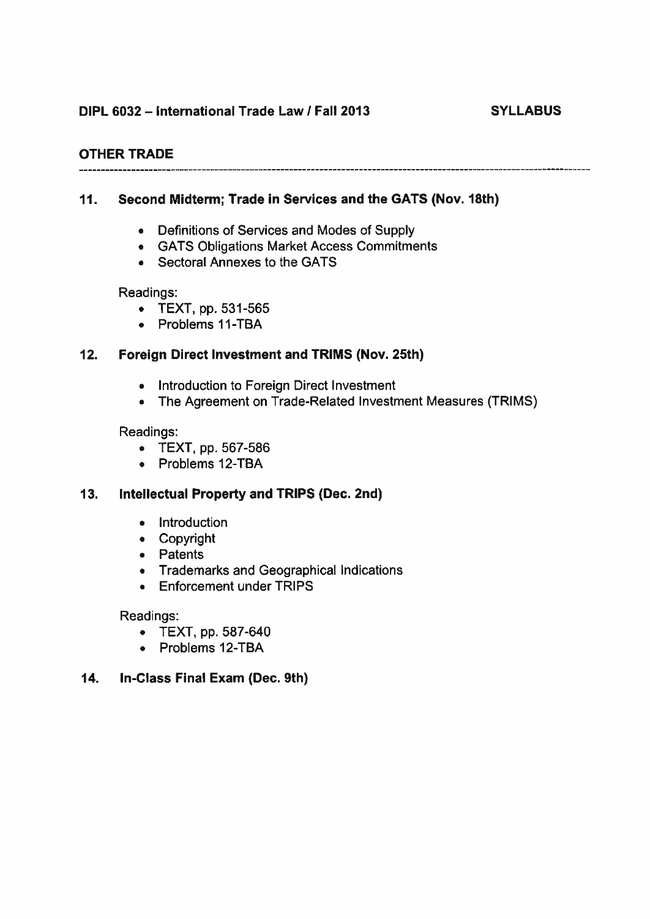**DIPL 6032 – International Trade Law / Fall 2013** **SYLLABUS**

## OTHER TRADE

---

### 11. Second Midterm; Trade in Services and the GATS (Nov. 18th)

- Definitions of Services and Modes of Supply
- GATS Obligations Market Access Commitments
- Sectoral Annexes to the GATS

Readings:

- TEXT, pp. 531-565
- Problems 11-TBA

### 12. Foreign Direct Investment and TRIMS (Nov. 25th)

- Introduction to Foreign Direct Investment
- The Agreement on Trade-Related Investment Measures (TRIMS)

Readings:

- TEXT, pp. 567-586
- Problems 12-TBA

### 13. Intellectual Property and TRIPS (Dec. 2nd)

- Introduction
- Copyright
- Patents
- Trademarks and Geographical Indications
- Enforcement under TRIPS

Readings:

- TEXT, pp. 587-640
- Problems 12-TBA

### 14. In-Class Final Exam (Dec. 9th)